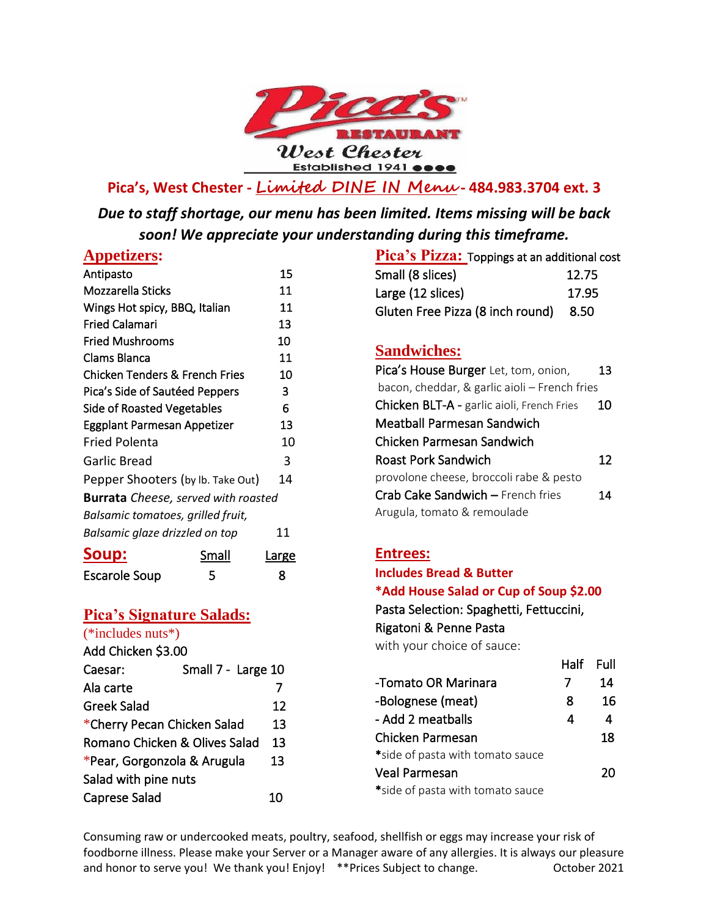# Pica's RESTAURANT™

West Chester

Established 1941 ●●●●

**Pica's, West Chester - *Limited DINE IN Menu* - 484.983.3704 ext. 3**

***Due to staff shortage, our menu has been limited. Items missing will be back soon! We appreciate your understanding during this timeframe.***

## Appetizers:

| Item | Price |
|---|---|
| Antipasto | 15 |
| Mozzarella Sticks | 11 |
| Wings Hot spicy, BBQ, Italian | 11 |
| Fried Calamari | 13 |
| Fried Mushrooms | 10 |
| Clams Blanca | 11 |
| Chicken Tenders & French Fries | 10 |
| Pica's Side of Sautéed Peppers | 3 |
| Side of Roasted Vegetables | 6 |
| Eggplant Parmesan Appetizer | 13 |
| Fried Polenta | 10 |
| Garlic Bread | 3 |
| Pepper Shooters (by lb. Take Out) | 14 |
| **Burrata** *Cheese, served with roasted Balsamic tomatoes, grilled fruit, Balsamic glaze drizzled on top* | 11 |

## Soup:

| | Small | Large |
|---|---|---|
| Escarole Soup | 5 | 8 |

## Pica's Signature Salads:

(*includes nuts*)

Add Chicken $3.00

| Item | Price |
|---|---|
| Caesar: | Small 7 - Large 10 |
| Ala carte | 7 |
| Greek Salad | 12 |
| *Cherry Pecan Chicken Salad | 13 |
| Romano Chicken & Olives Salad | 13 |
| *Pear, Gorgonzola & Arugula Salad with pine nuts | 13 |
| Caprese Salad | 10 |

## Pica's Pizza: Toppings at an additional cost

| Item | Price |
|---|---|
| Small (8 slices) | 12.75 |
| Large (12 slices) | 17.95 |
| Gluten Free Pizza (8 inch round) | 8.50 |

## Sandwiches:

| Item | Price |
|---|---|
| Pica's House Burger Let, tom, onion, bacon, cheddar, & garlic aioli – French fries | 13 |
| Chicken BLT-A - garlic aioli, French Fries | 10 |
| Meatball Parmesan Sandwich | |
| Chicken Parmesan Sandwich | |
| Roast Pork Sandwich provolone cheese, broccoli rabe & pesto | 12 |
| Crab Cake Sandwich – French fries Arugula, tomato & remoulade | 14 |

## Entrees:

**Includes Bread & Butter**

***Add House Salad or Cup of Soup $2.00**

Pasta Selection: Spaghetti, Fettuccini, Rigatoni & Penne Pasta

with your choice of sauce:

| | Half | Full |
|---|---|---|
| -Tomato OR Marinara | 7 | 14 |
| -Bolognese (meat) | 8 | 16 |
| - Add 2 meatballs | 4 | 4 |
| Chicken Parmesan *side of pasta with tomato sauce | | 18 |
| Veal Parmesan *side of pasta with tomato sauce | | 20 |

Consuming raw or undercooked meats, poultry, seafood, shellfish or eggs may increase your risk of foodborne illness. Please make your Server or a Manager aware of any allergies. It is always our pleasure and honor to serve you! We thank you! Enjoy! **Prices Subject to change. October 2021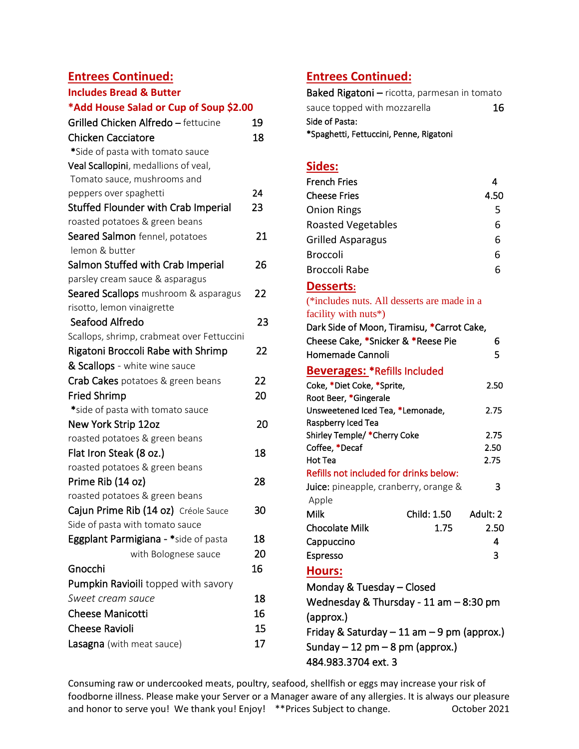## Entrees Continued:

**Includes Bread & Butter**

***Add House Salad or Cup of Soup $2.00**

| | |
|---|---|
| Grilled Chicken Alfredo – fettucine | 19 |
| Chicken Cacciatore<br>*Side of pasta with tomato sauce | 18 |
| Veal Scallopini, medallions of veal, Tomato sauce, mushrooms and peppers over spaghetti | 24 |
| Stuffed Flounder with Crab Imperial<br>roasted potatoes & green beans | 23 |
| Seared Salmon fennel, potatoes lemon & butter | 21 |
| Salmon Stuffed with Crab Imperial<br>parsley cream sauce & asparagus | 26 |
| Seared Scallops mushroom & asparagus risotto, lemon vinaigrette | 22 |
| Seafood Alfredo<br>Scallops, shrimp, crabmeat over Fettuccini | 23 |
| Rigatoni Broccoli Rabe with Shrimp & Scallops - white wine sauce | 22 |
| Crab Cakes potatoes & green beans | 22 |
| Fried Shrimp<br>*side of pasta with tomato sauce | 20 |
| New York Strip 12oz<br>roasted potatoes & green beans | 20 |
| Flat Iron Steak (8 oz.)<br>roasted potatoes & green beans | 18 |
| Prime Rib (14 oz)<br>roasted potatoes & green beans | 28 |
| Cajun Prime Rib (14 oz) Créole Sauce<br>Side of pasta with tomato sauce | 30 |
| Eggplant Parmigiana - *side of pasta | 18 |
| with Bolognese sauce | 20 |
| Gnocchi | 16 |
| Pumpkin Ravioili topped with savory *Sweet cream sauce* | 18 |
| Cheese Manicotti | 16 |
| Cheese Ravioli | 15 |
| Lasagna (with meat sauce) | 17 |

## Entrees Continued:

| | |
|---|---|
| Baked Rigatoni – ricotta, parmesan in tomato sauce topped with mozzarella | 16 |

Side of Pasta:
*Spaghetti, Fettuccini, Penne, Rigatoni

## Sides:

| | |
|---|---|
| French Fries | 4 |
| Cheese Fries | 4.50 |
| Onion Rings | 5 |
| Roasted Vegetables | 6 |
| Grilled Asparagus | 6 |
| Broccoli | 6 |
| Broccoli Rabe | 6 |

## Desserts:

(*includes nuts. All desserts are made in a facility with nuts*)

| | |
|---|---|
| Dark Side of Moon, Tiramisu, *Carrot Cake, Cheese Cake, *Snicker & *Reese Pie | 6 |
| Homemade Cannoli | 5 |

## Beverages: *Refills Included

| | | |
|---|---|---|
| Coke, *Diet Coke, *Sprite, Root Beer, *Gingerale | | 2.50 |
| Unsweetened Iced Tea, *Lemonade, Raspberry Iced Tea | | 2.75 |
| Shirley Temple/ *Cherry Coke | | 2.75 |
| Coffee, *Decaf | | 2.50 |
| Hot Tea | | 2.75 |

**Refills not included for drinks below:**

| | | |
|---|---|---|
| Juice: pineapple, cranberry, orange & Apple | | 3 |
| Milk | Child: 1.50 | Adult: 2 |
| Chocolate Milk | 1.75 | 2.50 |
| Cappuccino | | 4 |
| Espresso | | 3 |

## Hours:

Monday & Tuesday – Closed
Wednesday & Thursday - 11 am – 8:30 pm (approx.)
Friday & Saturday – 11 am – 9 pm (approx.)
Sunday – 12 pm – 8 pm (approx.)
484.983.3704 ext. 3

Consuming raw or undercooked meats, poultry, seafood, shellfish or eggs may increase your risk of foodborne illness. Please make your Server or a Manager aware of any allergies. It is always our pleasure and honor to serve you! We thank you! Enjoy! **Prices Subject to change. October 2021